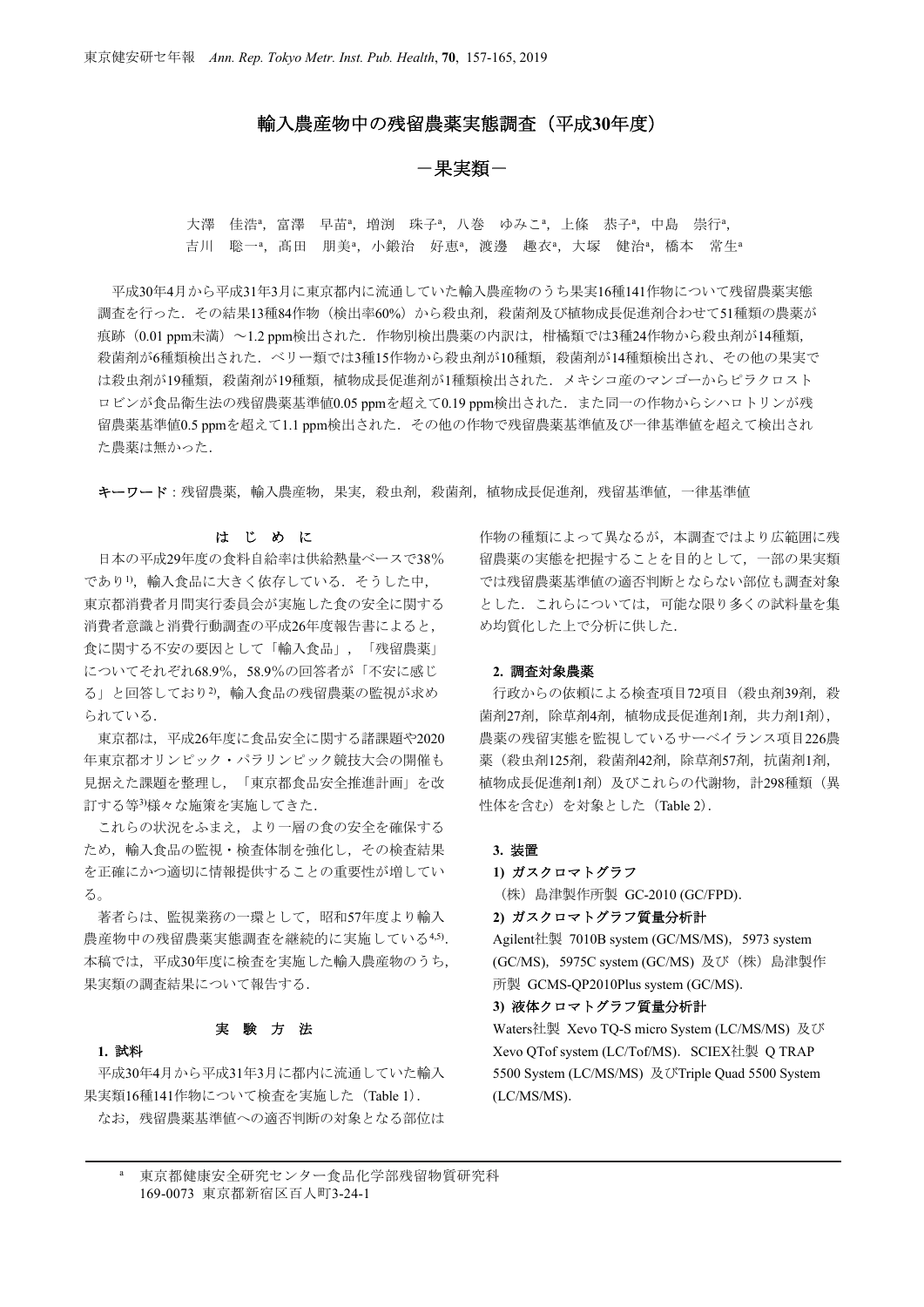# 輸入農産物中の残留農薬実態調査（平成30年度）

## －果実類－

大澤　佳浩[a]，富澤　早苗[a]，増渕　珠子[a]，八巻　ゆみこ[a]，上條　恭子[a]，中島　崇行[a]，
吉川　聡一[a]，髙田　朋美[a]，小鍛治　好恵[a]，渡邊　趣衣[a]，大塚　健治[a]，橋本　常生[a]

平成30年4月から平成31年3月に東京都内に流通していた輸入農産物のうち果実16種141作物について残留農薬実態調査を行った．その結果13種84作物（検出率60%）から殺虫剤，殺菌剤及び植物成長促進剤合わせて51種類の農薬が痕跡（0.01 ppm未満）～1.2 ppm検出された．作物別検出農薬の内訳は，柑橘類では3種24作物から殺虫剤が14種類，殺菌剤が6種類検出された．ベリー類では3種15作物から殺虫剤が10種類，殺菌剤が14種類検出され、その他の果実では殺虫剤が19種類，殺菌剤が19種類，植物成長促進剤が1種類検出された．メキシコ産のマンゴーからピラクロストロビンが食品衛生法の残留農薬基準値0.05 ppmを超えて0.19 ppm検出された．また同一の作物からシハロトリンが残留農薬基準値0.5 ppmを超えて1.1 ppm検出された．その他の作物で残留農薬基準値及び一律基準値を超えて検出された農薬は無かった．

**キーワード**：残留農薬，輸入農産物，果実，殺虫剤，殺菌剤，植物成長促進剤，残留基準値，一律基準値

## は　じ　め　に

日本の平成29年度の食料自給率は供給熱量ベースで38%であり[1]，輸入食品に大きく依存している．そうした中，東京都消費者月間実行委員会が実施した食の安全に関する消費者意識と消費行動調査の平成26年度報告書によると，食に関する不安の要因として「輸入食品」，「残留農薬」についてそれぞれ68.9%，58.9%の回答者が「不安に感じる」と回答しており[2]，輸入食品の残留農薬の監視が求められている．

東京都は，平成26年度に食品安全に関する諸課題や2020年東京都オリンピック・パラリンピック競技大会の開催も見据えた課題を整理し，「東京都食品安全推進計画」を改訂する等[3]様々な施策を実施してきた．

これらの状況をふまえ，より一層の食の安全を確保するため，輸入食品の監視・検査体制を強化し，その検査結果を正確にかつ適切に情報提供することの重要性が増している。

著者らは、監視業務の一環として，昭和57年度より輸入農産物中の残留農薬実態調査を継続的に実施している[4,5]．本稿では，平成30年度に検査を実施した輸入農産物のうち，果実類の調査結果について報告する．

## 実　験　方　法

### 1. 試料

平成30年4月から平成31年3月に都内に流通していた輸入果実類16種141作物について検査を実施した（Table 1）．

なお，残留農薬基準値への適否判断の対象となる部位は作物の種類によって異なるが，本調査ではより広範囲に残留農薬の実態を把握することを目的として，一部の果実類では残留農薬基準値の適否判断とならない部位も調査対象とした．これらについては，可能な限り多くの試料量を集め均質化した上で分析に供した．

### 2. 調査対象農薬

行政からの依頼による検査項目72項目（殺虫剤39剤，殺菌剤27剤，除草剤4剤，植物成長促進剤1剤，共力剤1剤），農薬の残留実態を監視しているサーベイランス項目226農薬（殺虫剤125剤，殺菌剤42剤，除草剤57剤，抗菌剤1剤，植物成長促進剤1剤）及びこれらの代謝物，計298種類（異性体を含む）を対象とした（Table 2）．

### 3. 装置

**1) ガスクロマトグラフ**

（株）島津製作所製 GC-2010 (GC/FPD).

**2) ガスクロマトグラフ質量分析計**

Agilent社製 7010B system (GC/MS/MS)，5973 system (GC/MS)，5975C system (GC/MS) 及び（株）島津製作所製 GCMS-QP2010Plus system (GC/MS).

**3) 液体クロマトグラフ質量分析計**

Waters社製 Xevo TQ-S micro System (LC/MS/MS) 及びXevo QTof system (LC/Tof/MS)．SCIEX社製 Q TRAP 5500 System (LC/MS/MS) 及びTriple Quad 5500 System (LC/MS/MS).

---

[a] 東京都健康安全研究センター食品化学部残留物質研究科
169-0073 東京都新宿区百人町3-24-1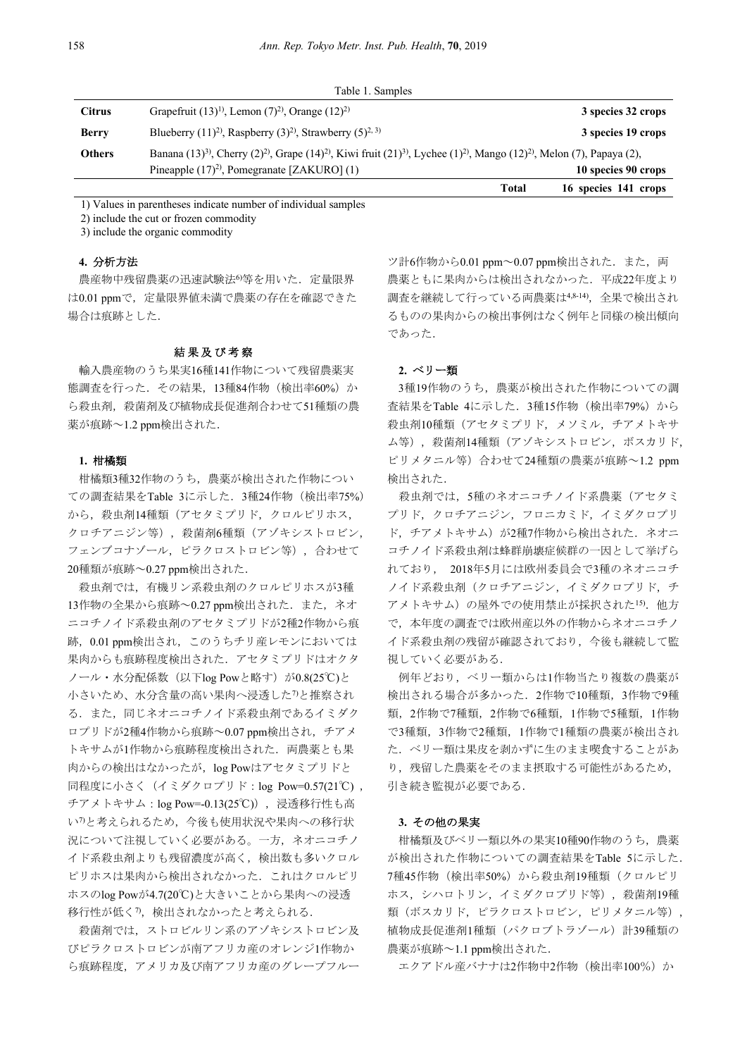Table 1. Samples

| | | |
|---|---|---|
| **Citrus** | Grapefruit (13)[1], Lemon (7)[2], Orange (12)[2] | **3 species 32 crops** |
| **Berry** | Blueberry (11)[2], Raspberry (3)[2], Strawberry (5)[2, 3] | **3 species 19 crops** |
| **Others** | Banana (13)[3], Cherry (2)[2], Grape (14)[2], Kiwi fruit (21)[3], Lychee (1)[2], Mango (12)[2], Melon (7), Papaya (2), Pineapple (17)[2], Pomegranate [ZAKURO] (1) | **10 species 90 crops** |
| | **Total** | **16 species 141 crops** |

1) Values in parentheses indicate number of individual samples

2) include the cut or frozen commodity

3) include the organic commodity

**4. 分析方法**

農産物中残留農薬の迅速試験法[6]等を用いた．定量限界は0.01 ppmで，定量限界値未満で農薬の存在を確認できた場合は痕跡とした．

## 結果及び考察

輸入農産物のうち果実16種141作物について残留農薬実態調査を行った．その結果，13種84作物（検出率60%）から殺虫剤，殺菌剤及び植物成長促進剤合わせて51種類の農薬が痕跡～1.2 ppm検出された．

**1. 柑橘類**

柑橘類3種32作物のうち，農薬が検出された作物についての調査結果をTable 3に示した．3種24作物（検出率75%）から，殺虫剤14種類（アセタミプリド，クロルピリホス，クロチアニジン等），殺菌剤6種類（アゾキシストロビン，フェンブコナゾール，ピラクロストロビン等），合わせて20種類が痕跡～0.27 ppm検出された．

殺虫剤では，有機リン系殺虫剤のクロルピリホスが3種13作物の全果から痕跡～0.27 ppm検出された．また，ネオニコチノイド系殺虫剤のアセタミプリドが2種2作物から痕跡，0.01 ppm検出され，このうちチリ産レモンにおいては果肉からも痕跡程度検出された．アセタミプリドはオクタノール・水分配係数（以下log Powと略す）が0.8(25℃)と小さいため，水分含量の高い果肉へ浸透した[7]と推察される．また，同じネオニコチノイド系殺虫剤であるイミダクロプリドが2種4作物から痕跡～0.07 ppm検出され，チアメトキサムが1作物から痕跡程度検出された．両農薬とも果肉からの検出はなかったが，log Powはアセタミプリドと同程度に小さく（イミダクロプリド：log Pow=0.57(21℃)，チアメトキサム：log Pow=-0.13(25℃)），浸透移行性も高い[7]と考えられるため，今後も使用状況や果肉への移行状況について注視していく必要がある。一方，ネオニコチノイド系殺虫剤よりも残留濃度が高く，検出数も多いクロルピリホスは果肉から検出されなかった．これはクロルピリホスのlog Powが4.7(20℃)と大きいことから果肉への浸透移行性が低く[7]，検出されなかったと考えられる．

殺菌剤では，ストロビルリン系のアゾキシストロビン及びピラクロストロビンが南アフリカ産のオレンジ1作物から痕跡程度，アメリカ及び南アフリカ産のグレープフルーツ計6作物から0.01 ppm～0.07 ppm検出された．また，両農薬ともに果肉からは検出されなかった．平成22年度より調査を継続して行っている両農薬は[4,8-14]，全果で検出されるものの果肉からの検出事例はなく例年と同様の検出傾向であった．

**2. ベリー類**

3種19作物のうち，農薬が検出された作物についての調査結果をTable 4に示した．3種15作物（検出率79%）から殺虫剤10種類（アセタミプリド，メソミル，チアメトキサム等），殺菌剤14種類（アゾキシストロビン，ボスカリド，ピリメタニル等）合わせて24種類の農薬が痕跡～1.2 ppm検出された．

殺虫剤では，5種のネオニコチノイド系農薬（アセタミプリド，クロチアニジン，フロニカミド，イミダクロプリド，チアメトキサム）が2種7作物から検出された．ネオニコチノイド系殺虫剤は蜂群崩壊症候群の一因として挙げられており，2018年5月には欧州委員会で3種のネオニコチノイド系殺虫剤（クロチアニジン，イミダクロプリド，チアメトキサム）の屋外での使用禁止が採択された[15]．他方で，本年度の調査では欧州産以外の作物からネオニコチノイド系殺虫剤の残留が確認されており，今後も継続して監視していく必要がある．

例年どおり，ベリー類からは1作物当たり複数の農薬が検出される場合が多かった．2作物で10種類，3作物で9種類，2作物で7種類，2作物で6種類，1作物で5種類，1作物で3種類，3作物で2種類，1作物で1種類の農薬が検出された．ベリー類は果皮を剥かずに生のまま喫食することがあり，残留した農薬をそのまま摂取する可能性があるため，引き続き監視が必要である．

**3. その他の果実**

柑橘類及びベリー類以外の果実10種90作物のうち，農薬が検出された作物についての調査結果をTable 5に示した．7種45作物（検出率50%）から殺虫剤19種類（クロルピリホス，シハロトリン，イミダクロプリド等），殺菌剤19種類（ボスカリド，ピラクロストロビン，ピリメタニル等），植物成長促進剤1種類（パクロブトラゾール）計39種類の農薬が痕跡～1.1 ppm検出された．

エクアドル産バナナは2作物中2作物（検出率100%）か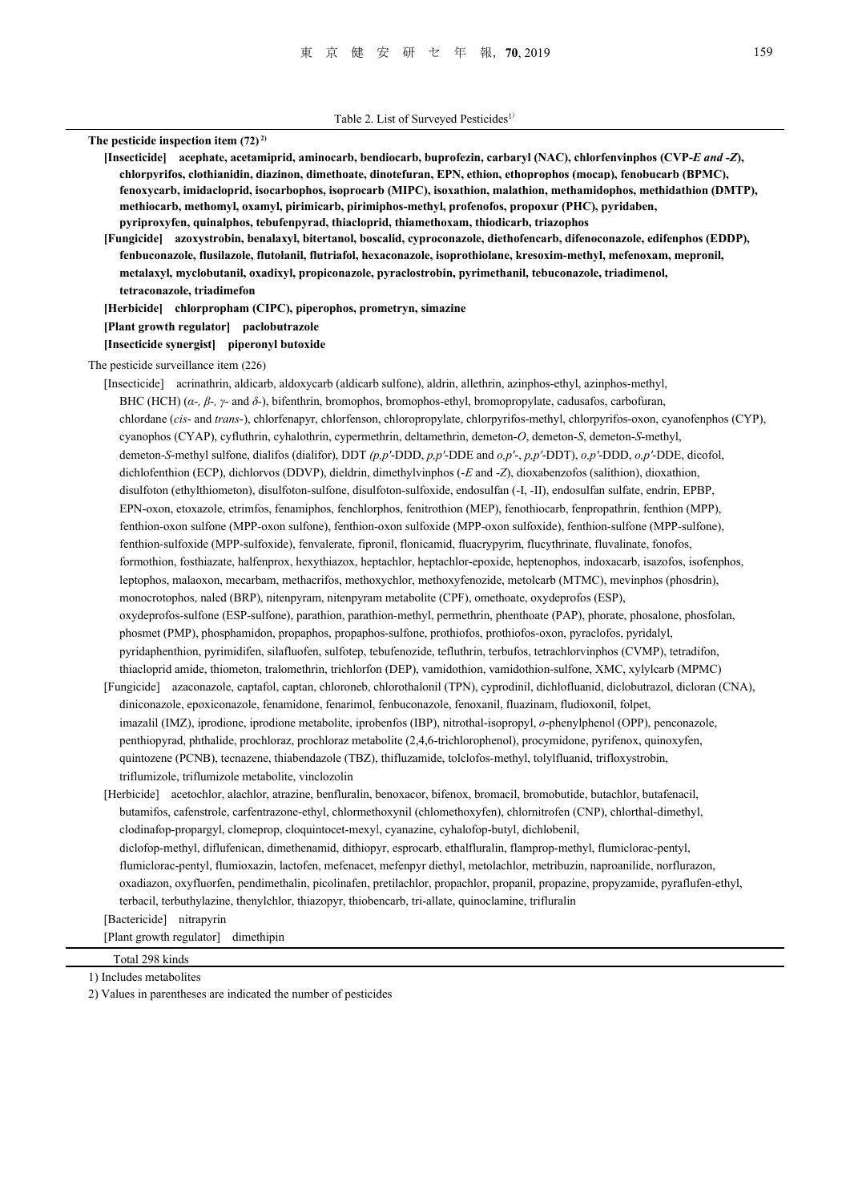Table 2. List of Surveyed Pesticides[1)]

**The pesticide inspection item (72)[2)]**

**[Insecticide]  acephate, acetamiprid, aminocarb, bendiocarb, buprofezin, carbaryl (NAC), chlorfenvinphos (CVP-*E and -Z*), chlorpyrifos, clothianidin, diazinon, dimethoate, dinotefuran, EPN, ethion, ethoprophos (mocap), fenobucarb (BPMC), fenoxycarb, imidacloprid, isocarbophos, isoprocarb (MIPC), isoxathion, malathion, methamidophos, methidathion (DMTP), methiocarb, methomyl, oxamyl, pirimicarb, pirimiphos-methyl, profenofos, propoxur (PHC), pyridaben, pyriproxyfen, quinalphos, tebufenpyrad, thiacloprid, thiamethoxam, thiodicarb, triazophos**

**[Fungicide]  azoxystrobin, benalaxyl, bitertanol, boscalid, cyproconazole, diethofencarb, difenoconazole, edifenphos (EDDP), fenbuconazole, flusilazole, flutolanil, flutriafol, hexaconazole, isoprothiolane, kresoxim-methyl, mefenoxam, mepronil, metalaxyl, myclobutanil, oxadixyl, propiconazole, pyraclostrobin, pyrimethanil, tebuconazole, triadimenol, tetraconazole, triadimefon**

**[Herbicide]  chlorpropham (CIPC), piperophos, prometryn, simazine**

**[Plant growth regulator]  paclobutrazole**

**[Insecticide synergist]  piperonyl butoxide**

The pesticide surveillance item (226)

[Insecticide]  acrinathrin, aldicarb, aldoxycarb (aldicarb sulfone), aldrin, allethrin, azinphos-ethyl, azinphos-methyl, BHC (HCH) (*α-, β-, γ-* and *δ-*), bifenthrin, bromophos, bromophos-ethyl, bromopropylate, cadusafos, carbofuran, chlordane (*cis-* and *trans-*), chlorfenapyr, chlorfenson, chloropropylate, chlorpyrifos-methyl, chlorpyrifos-oxon, cyanofenphos (CYP), cyanophos (CYAP), cyfluthrin, cyhalothrin, cypermethrin, deltamethrin, demeton-*O*, demeton-*S*, demeton-*S*-methyl, demeton-*S*-methyl sulfone, dialifos (dialifor), DDT (*p,p′*-DDD, *p,p′*-DDE and *o,p′*-, *p,p′*-DDT), *o,p′*-DDD, *o,p′*-DDE, dicofol, dichlofenthion (ECP), dichlorvos (DDVP), dieldrin, dimethylvinphos (-*E* and -*Z*), dioxabenzofos (salithion), dioxathion, disulfoton (ethylthiometon), disulfoton-sulfone, disulfoton-sulfoxide, endosulfan (-I, -II), endosulfan sulfate, endrin, EPBP, EPN-oxon, etoxazole, etrimfos, fenamiphos, fenchlorphos, fenitrothion (MEP), fenothiocarb, fenpropathrin, fenthion (MPP), fenthion-oxon sulfone (MPP-oxon sulfone), fenthion-oxon sulfoxide (MPP-oxon sulfoxide), fenthion-sulfone (MPP-sulfone), fenthion-sulfoxide (MPP-sulfoxide), fenvalerate, fipronil, flonicamid, fluacrypyrim, flucythrinate, fluvalinate, fonofos, formothion, fosthiazate, halfenprox, hexythiazox, heptachlor, heptachlor-epoxide, heptenophos, indoxacarb, isazofos, isofenphos, leptophos, malaoxon, mecarbam, methacrifos, methoxychlor, methoxyfenozide, metolcarb (MTMC), mevinphos (phosdrin), monocrotophos, naled (BRP), nitenpyram, nitenpyram metabolite (CPF), omethoate, oxydeprofos (ESP), oxydeprofos-sulfone (ESP-sulfone), parathion, parathion-methyl, permethrin, phenthoate (PAP), phorate, phosalone, phosfolan, phosmet (PMP), phosphamidon, propaphos, propaphos-sulfone, prothiofos, prothiofos-oxon, pyraclofos, pyridalyl, pyridaphenthion, pyrimidifen, silafluofen, sulfotep, tebufenozide, tefluthrin, terbufos, tetrachlorvinphos (CVMP), tetradifon, thiacloprid amide, thiometon, tralomethrin, trichlorfon (DEP), vamidothion, vamidothion-sulfone, XMC, xylylcarb (MPMC)

[Fungicide]  azaconazole, captafol, captan, chloroneb, chlorothalonil (TPN), cyprodinil, dichlofluanid, diclobutrazol, dicloran (CNA), diniconazole, epoxiconazole, fenamidone, fenarimol, fenbuconazole, fenoxanil, fluazinam, fludioxonil, folpet, imazalil (IMZ), iprodione, iprodione metabolite, iprobenfos (IBP), nitrothal-isopropyl, *o*-phenylphenol (OPP), penconazole, penthiopyrad, phthalide, prochloraz, prochloraz metabolite (2,4,6-trichlorophenol), procymidone, pyrifenox, quinoxyfen, quintozene (PCNB), tecnazene, thiabendazole (TBZ), thifluzamide, tolclofos-methyl, tolylfluanid, trifloxystrobin, triflumizole, triflumizole metabolite, vinclozolin

[Herbicide]  acetochlor, alachlor, atrazine, benfluralin, benoxacor, bifenox, bromacil, bromobutide, butachlor, butafenacil, butamifos, cafenstrole, carfentrazone-ethyl, chlormethoxynil (chlomethoxyfen), chlornitrofen (CNP), chlorthal-dimethyl, clodinafop-propargyl, clomeprop, cloquintocet-mexyl, cyanazine, cyhalofop-butyl, dichlobenil, diclofop-methyl, diflufenican, dimethenamid, dithiopyr, esprocarb, ethalfluralin, flamprop-methyl, flumiclorac-pentyl, flumiclorac-pentyl, flumioxazin, lactofen, mefenacet, mefenpyr diethyl, metolachlor, metribuzin, naproanilide, norflurazon, oxadiazon, oxyfluorfen, pendimethalin, picolinafen, pretilachlor, propachlor, propanil, propazine, propyzamide, pyraflufen-ethyl, terbacil, terbuthylazine, thenylchlor, thiazopyr, thiobencarb, tri-allate, quinoclamine, trifluralin

[Bactericide]  nitrapyrin

[Plant growth regulator]  dimethipin

Total 298 kinds

1) Includes metabolites

2) Values in parentheses are indicated the number of pesticides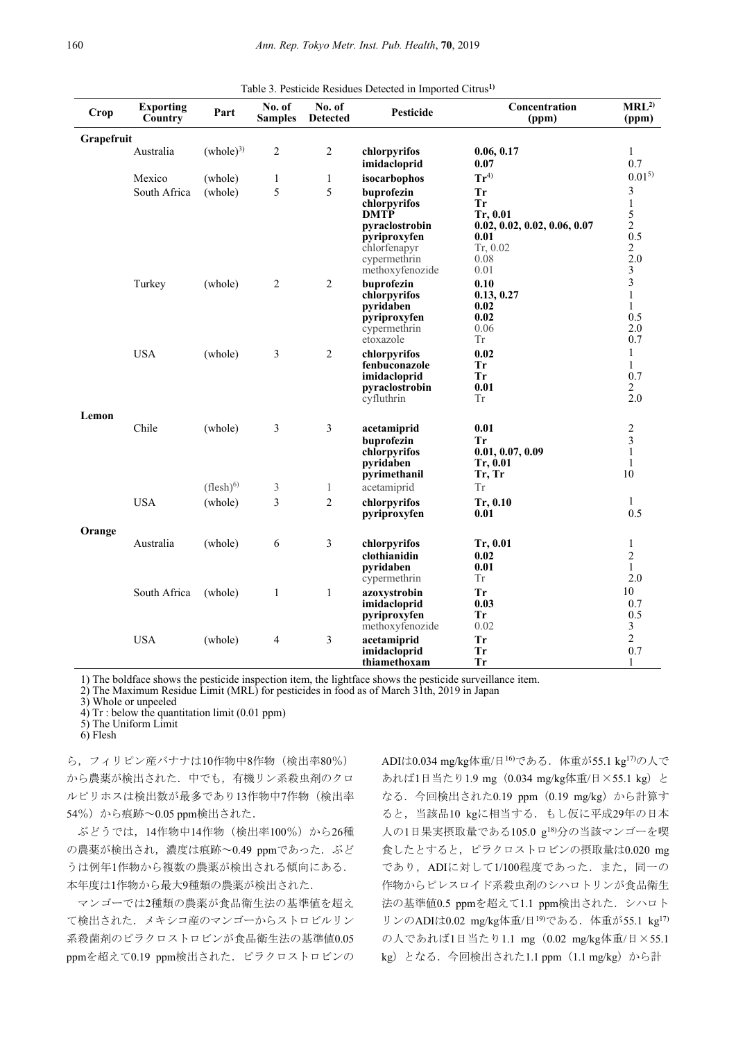Table 3. Pesticide Residues Detected in Imported Citrus[1)]

| Crop | Exporting Country | Part | No. of Samples | No. of Detected | Pesticide | Concentration (ppm) | MRL[2)] (ppm) |
|---|---|---|---|---|---|---|---|
| **Grapefruit** | | | | | | | |
| | Australia | (whole)[3)] | 2 | 2 | **chlorpyrifos** | **0.06, 0.17** | 1 |
| | | | | | **imidacloprid** | **0.07** | 0.7 |
| | Mexico | (whole) | 1 | 1 | **isocarbophos** | **Tr**[4)] | 0.01[5)] |
| | South Africa | (whole) | 5 | 5 | **buprofezin** | **Tr** | 3 |
| | | | | | **chlorpyrifos** | **Tr** | 1 |
| | | | | | **DMTP** | **Tr, 0.01** | 5 |
| | | | | | **pyraclostrobin** | **0.02, 0.02, 0.02, 0.06, 0.07** | 2 |
| | | | | | **pyriproxyfen** | **0.01** | 0.5 |
| | | | | | chlorfenapyr | Tr, 0.02 | 2 |
| | | | | | cypermethrin | 0.08 | 2.0 |
| | | | | | methoxyfenozide | 0.01 | 3 |
| | Turkey | (whole) | 2 | 2 | **buprofezin** | **0.10** | 3 |
| | | | | | **chlorpyrifos** | **0.13, 0.27** | 1 |
| | | | | | **pyridaben** | **0.02** | 1 |
| | | | | | **pyriproxyfen** | **0.02** | 0.5 |
| | | | | | cypermethrin | 0.06 | 2.0 |
| | | | | | etoxazole | Tr | 0.7 |
| | USA | (whole) | 3 | 2 | **chlorpyrifos** | **0.02** | 1 |
| | | | | | **fenbuconazole** | **Tr** | 1 |
| | | | | | **imidacloprid** | **Tr** | 0.7 |
| | | | | | **pyraclostrobin** | **0.01** | 2 |
| | | | | | cyfluthrin | Tr | 2.0 |
| **Lemon** | | | | | | | |
| | Chile | (whole) | 3 | 3 | **acetamiprid** | **0.01** | 2 |
| | | | | | **buprofezin** | **Tr** | 3 |
| | | | | | **chlorpyrifos** | **0.01, 0.07, 0.09** | 1 |
| | | | | | **pyridaben** | **Tr, 0.01** | 1 |
| | | | | | **pyrimethanil** | **Tr, Tr** | 10 |
| | | (flesh)[6)] | 3 | 1 | acetamiprid | Tr | |
| | USA | (whole) | 3 | 2 | **chlorpyrifos** | **Tr, 0.10** | 1 |
| | | | | | **pyriproxyfen** | **0.01** | 0.5 |
| **Orange** | | | | | | | |
| | Australia | (whole) | 6 | 3 | **chlorpyrifos** | **Tr, 0.01** | 1 |
| | | | | | **clothianidin** | **0.02** | 2 |
| | | | | | **pyridaben** | **0.01** | 1 |
| | | | | | cypermethrin | Tr | 2.0 |
| | South Africa | (whole) | 1 | 1 | **azoxystrobin** | **Tr** | 10 |
| | | | | | **imidacloprid** | **0.03** | 0.7 |
| | | | | | **pyriproxyfen** | **Tr** | 0.5 |
| | | | | | methoxyfenozide | 0.02 | 3 |
| | USA | (whole) | 4 | 3 | **acetamiprid** | **Tr** | 2 |
| | | | | | **imidacloprid** | **Tr** | 0.7 |
| | | | | | **thiamethoxam** | **Tr** | 1 |

1) The boldface shows the pesticide inspection item, the lightface shows the pesticide surveillance item.
2) The Maximum Residue Limit (MRL) for pesticides in food as of March 31th, 2019 in Japan
3) Whole or unpeeled
4) Tr : below the quantitation limit (0.01 ppm)
5) The Uniform Limit
6) Flesh

ら，フィリピン産バナナは10作物中8作物（検出率80%）から農薬が検出された．中でも，有機リン系殺虫剤のクロルピリホスは検出数が最多であり13作物中7作物（検出率54%）から痕跡～0.05 ppm検出された．

ぶどうでは，14作物中14作物（検出率100%）から26種の農薬が検出され，濃度は痕跡～0.49 ppmであった．ぶどうは例年1作物から複数の農薬が検出される傾向にある．本年度は1作物から最大9種類の農薬が検出された．

マンゴーでは2種類の農薬が食品衛生法の基準値を超えて検出された．メキシコ産のマンゴーからストロビルリン系殺菌剤のピラクロストロビンが食品衛生法の基準値0.05 ppmを超えて0.19 ppm検出された．ピラクロストロビンのADIは0.034 mg/kg体重/日[16)]である．体重が55.1 kg[17)]の人であれば1日当たり1.9 mg（0.034 mg/kg体重/日×55.1 kg）となる．今回検出された0.19 ppm（0.19 mg/kg）から計算すると，当該品10 kgに相当する．もし仮に平成29年の日本人の1日果実摂取量である105.0 g[18)]分の当該マンゴーを喫食したとすると，ピラクロストロビンの摂取量は0.020 mgであり，ADIに対して1/100程度であった．また，同一の作物からピレスロイド系殺虫剤のシハロトリンが食品衛生法の基準値0.5 ppmを超えて1.1 ppm検出された．シハロトリンのADIは0.02 mg/kg体重/日[19)]である．体重が55.1 kg[17)]の人であれば1日当たり1.1 mg（0.02 mg/kg体重/日×55.1 kg）となる．今回検出された1.1 ppm（1.1 mg/kg）から計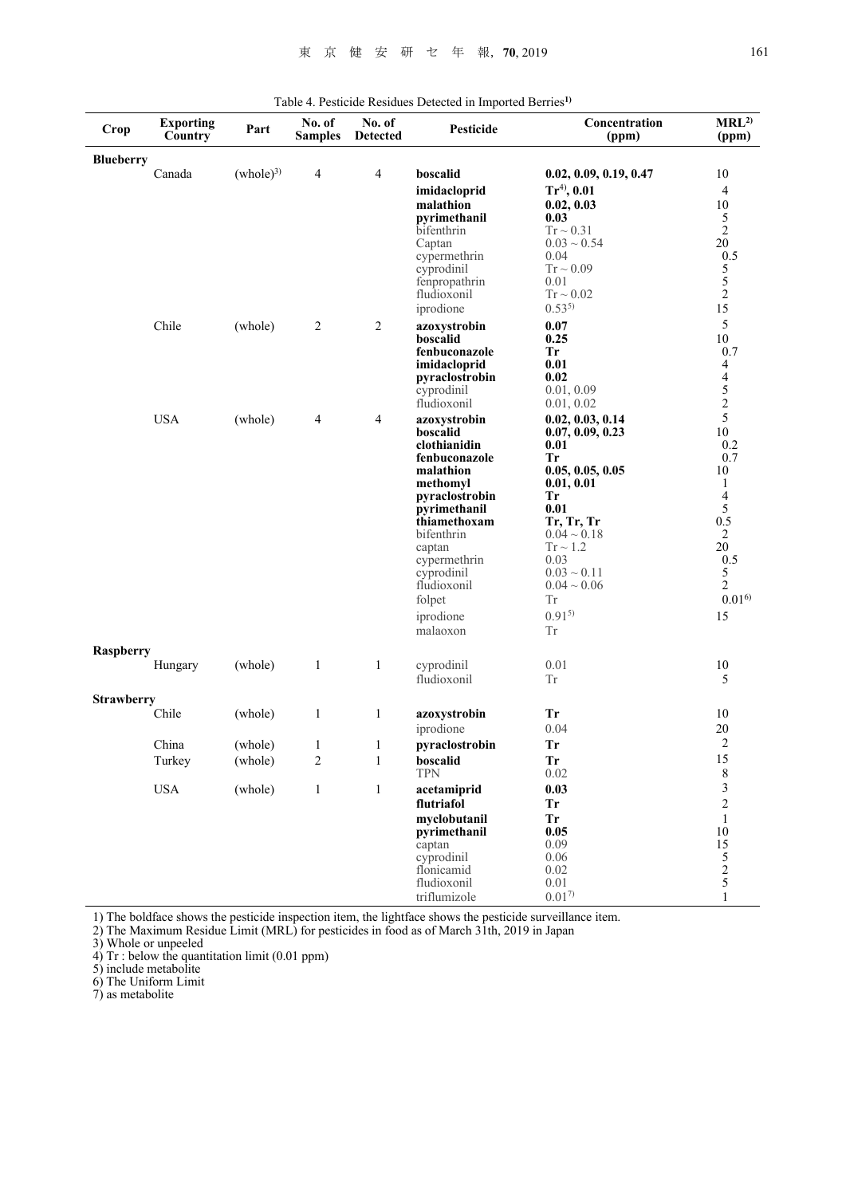Table 4. Pesticide Residues Detected in Imported Berries[1)]

| Crop | Exporting Country | Part | No. of Samples | No. of Detected | Pesticide | Concentration (ppm) | MRL[2)] (ppm) |
|---|---|---|---|---|---|---|---|
| **Blueberry** | | | | | | | |
| | Canada | (whole)[3)] | 4 | 4 | **boscalid** | **0.02, 0.09, 0.19, 0.47** | 10 |
| | | | | | **imidacloprid** | **Tr[4)], 0.01** | 4 |
| | | | | | **malathion** | **0.02, 0.03** | 10 |
| | | | | | **pyrimethanil** | **0.03** | 5 |
| | | | | | bifenthrin | Tr ~ 0.31 | 2 |
| | | | | | Captan | 0.03 ~ 0.54 | 20 |
| | | | | | cypermethrin | 0.04 | 0.5 |
| | | | | | cyprodinil | Tr ~ 0.09 | 5 |
| | | | | | fenpropathrin | 0.01 | 5 |
| | | | | | fludioxonil | Tr ~ 0.02 | 2 |
| | | | | | iprodione | 0.53[5)] | 15 |
| | Chile | (whole) | 2 | 2 | **azoxystrobin** | **0.07** | 5 |
| | | | | | **boscalid** | **0.25** | 10 |
| | | | | | **fenbuconazole** | **Tr** | 0.7 |
| | | | | | **imidacloprid** | **0.01** | 4 |
| | | | | | **pyraclostrobin** | **0.02** | 4 |
| | | | | | cyprodinil | 0.01, 0.09 | 5 |
| | | | | | fludioxonil | 0.01, 0.02 | 2 |
| | USA | (whole) | 4 | 4 | **azoxystrobin** | **0.02, 0.03, 0.14** | 5 |
| | | | | | **boscalid** | **0.07, 0.09, 0.23** | 10 |
| | | | | | **clothianidin** | **0.01** | 0.2 |
| | | | | | **fenbuconazole** | **Tr** | 0.7 |
| | | | | | **malathion** | **0.05, 0.05, 0.05** | 10 |
| | | | | | **methomyl** | **0.01, 0.01** | 1 |
| | | | | | **pyraclostrobin** | **Tr** | 4 |
| | | | | | **pyrimethanil** | **0.01** | 5 |
| | | | | | **thiamethoxam** | **Tr, Tr, Tr** | 0.5 |
| | | | | | bifenthrin | 0.04 ~ 0.18 | 2 |
| | | | | | captan | Tr ~ 1.2 | 20 |
| | | | | | cypermethrin | 0.03 | 0.5 |
| | | | | | cyprodinil | 0.03 ~ 0.11 | 5 |
| | | | | | fludioxonil | 0.04 ~ 0.06 | 2 |
| | | | | | folpet | Tr | 0.01[6)] |
| | | | | | iprodione | 0.91[5)] | 15 |
| | | | | | malaoxon | Tr | |
| **Raspberry** | | | | | | | |
| | Hungary | (whole) | 1 | 1 | cyprodinil | 0.01 | 10 |
| | | | | | fludioxonil | Tr | 5 |
| **Strawberry** | | | | | | | |
| | Chile | (whole) | 1 | 1 | **azoxystrobin** | **Tr** | 10 |
| | | | | | iprodione | 0.04 | 20 |
| | China | (whole) | 1 | 1 | **pyraclostrobin** | **Tr** | 2 |
| | Turkey | (whole) | 2 | 1 | **boscalid** | **Tr** | 15 |
| | | | | | TPN | 0.02 | 8 |
| | USA | (whole) | 1 | 1 | **acetamiprid** | **0.03** | 3 |
| | | | | | **flutriafol** | **Tr** | 2 |
| | | | | | **myclobutanil** | **Tr** | 1 |
| | | | | | **pyrimethanil** | **0.05** | 10 |
| | | | | | captan | 0.09 | 15 |
| | | | | | cyprodinil | 0.06 | 5 |
| | | | | | flonicamid | 0.02 | 2 |
| | | | | | fludioxonil | 0.01 | 5 |
| | | | | | triflumizole | 0.01[7)] | 1 |

1) The boldface shows the pesticide inspection item, the lightface shows the pesticide surveillance item.
2) The Maximum Residue Limit (MRL) for pesticides in food as of March 31th, 2019 in Japan
3) Whole or unpeeled
4) Tr : below the quantitation limit (0.01 ppm)
5) include metabolite
6) The Uniform Limit
7) as metabolite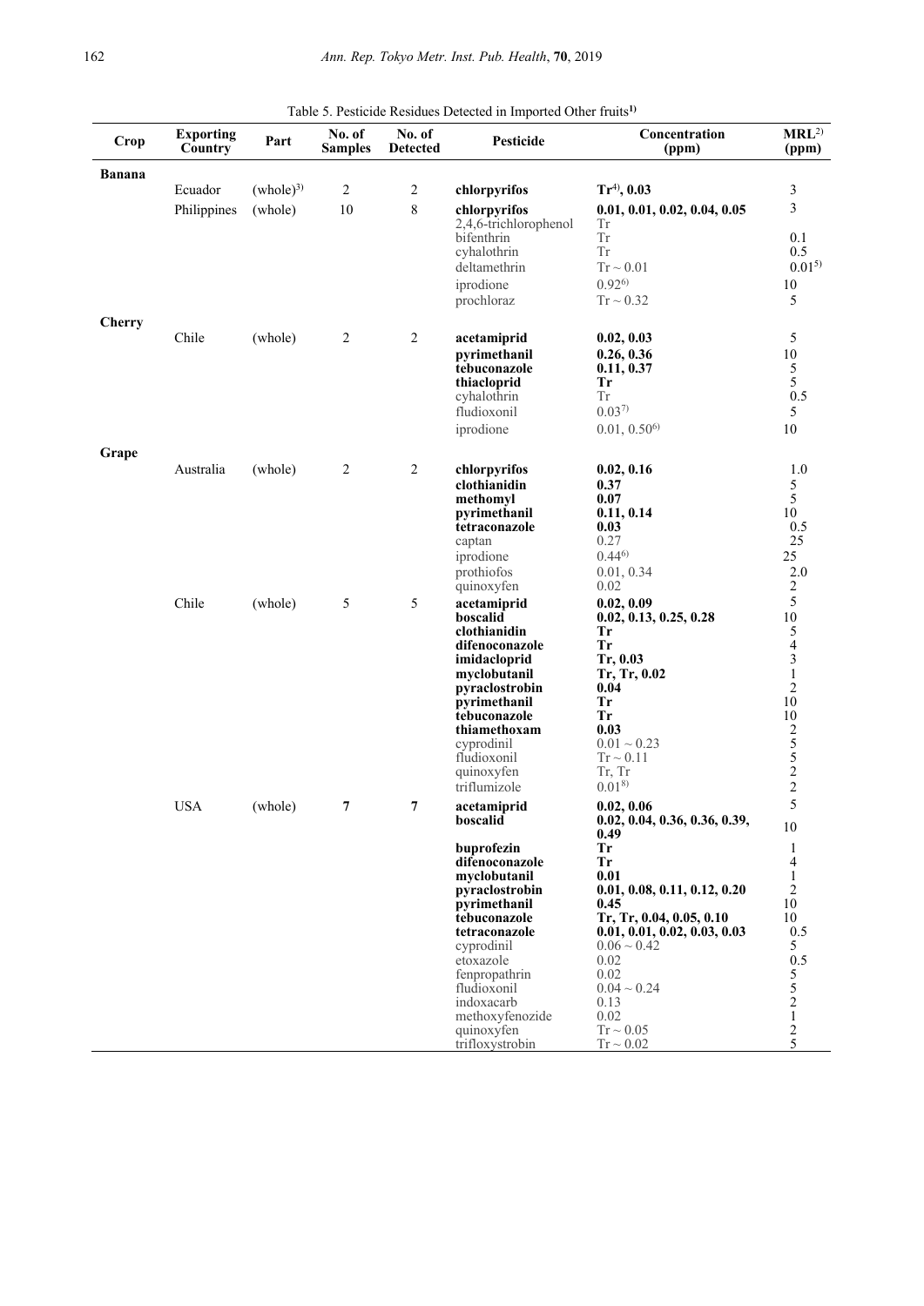Table 5. Pesticide Residues Detected in Imported Other fruits[1)]

| Crop | Exporting Country | Part | No. of Samples | No. of Detected | Pesticide | Concentration (ppm) | MRL[2)] (ppm) |
|---|---|---|---|---|---|---|---|
| **Banana** | | | | | | | |
| | Ecuador | (whole)[3)] | 2 | 2 | **chlorpyrifos** | **Tr[4)], 0.03** | 3 |
| | Philippines | (whole) | 10 | 8 | **chlorpyrifos** | **0.01, 0.01, 0.02, 0.04, 0.05** | 3 |
| | | | | | 2,4,6-trichlorophenol | Tr | |
| | | | | | bifenthrin | Tr | 0.1 |
| | | | | | cyhalothrin | Tr | 0.5 |
| | | | | | deltamethrin | Tr ~ 0.01 | 0.01[5)] |
| | | | | | iprodione | 0.92[6)] | 10 |
| | | | | | prochloraz | Tr ~ 0.32 | 5 |
| **Cherry** | | | | | | | |
| | Chile | (whole) | 2 | 2 | **acetamiprid** | **0.02, 0.03** | 5 |
| | | | | | **pyrimethanil** | **0.26, 0.36** | 10 |
| | | | | | **tebuconazole** | **0.11, 0.37** | 5 |
| | | | | | **thiacloprid** | **Tr** | 5 |
| | | | | | cyhalothrin | Tr | 0.5 |
| | | | | | fludioxonil | 0.03[7)] | 5 |
| | | | | | iprodione | 0.01, 0.50[6)] | 10 |
| **Grape** | | | | | | | |
| | Australia | (whole) | 2 | 2 | **chlorpyrifos** | **0.02, 0.16** | 1.0 |
| | | | | | **clothianidin** | **0.37** | 5 |
| | | | | | **methomyl** | **0.07** | 5 |
| | | | | | **pyrimethanil** | **0.11, 0.14** | 10 |
| | | | | | **tetraconazole** | **0.03** | 0.5 |
| | | | | | captan | 0.27 | 25 |
| | | | | | iprodione | 0.44[6)] | 25 |
| | | | | | prothiofos | 0.01, 0.34 | 2.0 |
| | | | | | quinoxyfen | 0.02 | 2 |
| | Chile | (whole) | 5 | 5 | **acetamiprid** | **0.02, 0.09** | 5 |
| | | | | | **boscalid** | **0.02, 0.13, 0.25, 0.28** | 10 |
| | | | | | **clothianidin** | **Tr** | 5 |
| | | | | | **difenoconazole** | **Tr** | 4 |
| | | | | | **imidacloprid** | **Tr, 0.03** | 3 |
| | | | | | **myclobutanil** | **Tr, Tr, 0.02** | 1 |
| | | | | | **pyraclostrobin** | **0.04** | 2 |
| | | | | | **pyrimethanil** | **Tr** | 10 |
| | | | | | **tebuconazole** | **Tr** | 10 |
| | | | | | **thiamethoxam** | **0.03** | 2 |
| | | | | | cyprodinil | 0.01 ~ 0.23 | 5 |
| | | | | | fludioxonil | Tr ~ 0.11 | 5 |
| | | | | | quinoxyfen | Tr, Tr | 2 |
| | | | | | triflumizole | 0.01[8)] | 2 |
| | USA | (whole) | **7** | **7** | **acetamiprid** | **0.02, 0.06** | 5 |
| | | | | | **boscalid** | **0.02, 0.04, 0.36, 0.36, 0.39, 0.49** | 10 |
| | | | | | **buprofezin** | **Tr** | 1 |
| | | | | | **difenoconazole** | **Tr** | 4 |
| | | | | | **myclobutanil** | **0.01** | 1 |
| | | | | | **pyraclostrobin** | **0.01, 0.08, 0.11, 0.12, 0.20** | 2 |
| | | | | | **pyrimethanil** | **0.45** | 10 |
| | | | | | **tebuconazole** | **Tr, Tr, 0.04, 0.05, 0.10** | 10 |
| | | | | | **tetraconazole** | **0.01, 0.01, 0.02, 0.03, 0.03** | 0.5 |
| | | | | | cyprodinil | 0.06 ~ 0.42 | 5 |
| | | | | | etoxazole | 0.02 | 0.5 |
| | | | | | fenpropathrin | 0.02 | 5 |
| | | | | | fludioxonil | 0.04 ~ 0.24 | 5 |
| | | | | | indoxacarb | 0.13 | 2 |
| | | | | | methoxyfenozide | 0.02 | 1 |
| | | | | | quinoxyfen | Tr ~ 0.05 | 2 |
| | | | | | trifloxystrobin | Tr ~ 0.02 | 5 |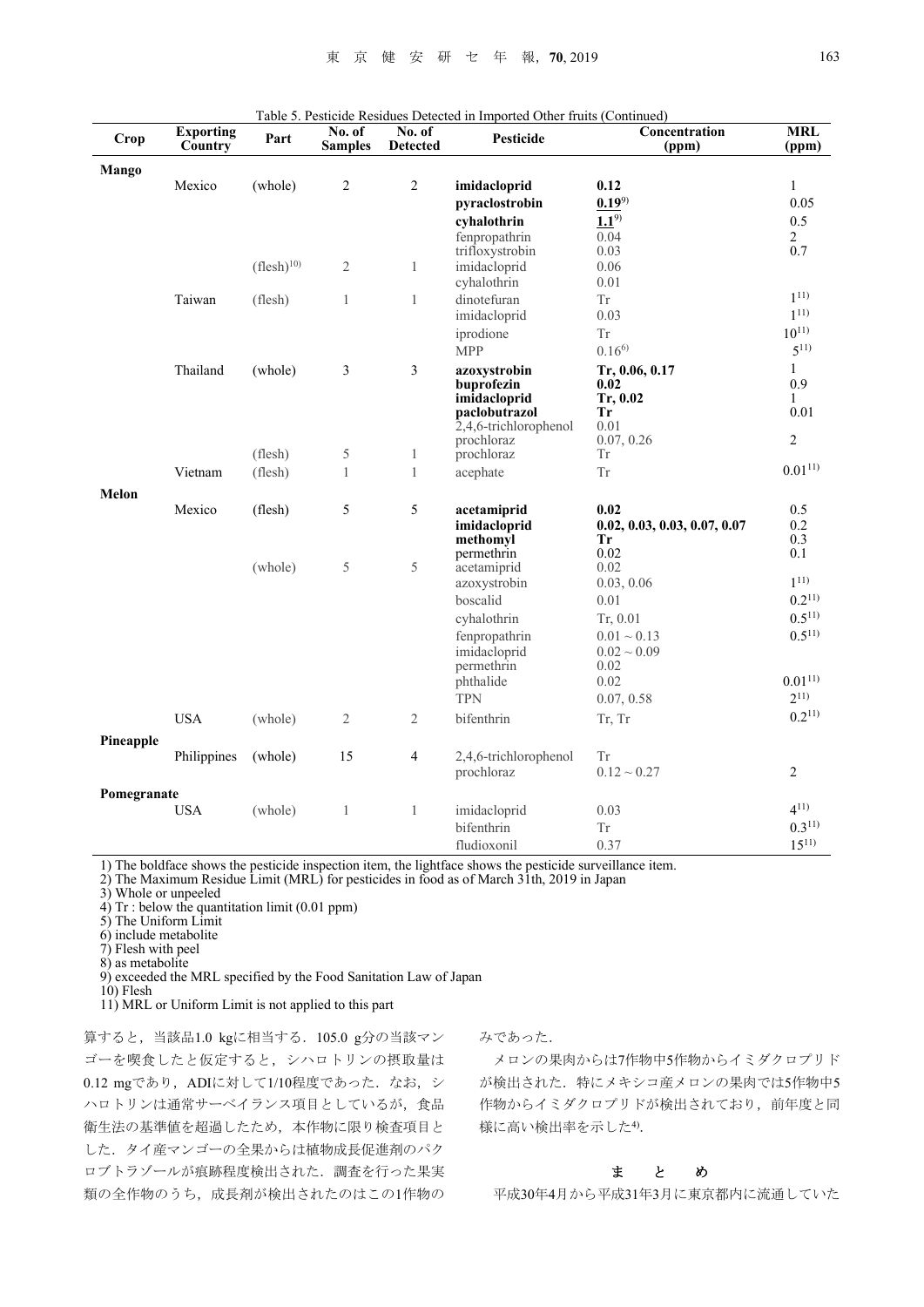Table 5. Pesticide Residues Detected in Imported Other fruits (Continued)

| Crop | Exporting Country | Part | No. of Samples | No. of Detected | Pesticide | Concentration (ppm) | MRL (ppm) |
|---|---|---|---|---|---|---|---|
| **Mango** | | | | | | | |
| | Mexico | (whole) | 2 | 2 | **imidacloprid** | **0.12** | 1 |
| | | | | | **pyraclostrobin** | **0.19**[9] | 0.05 |
| | | | | | **cyhalothrin** | **1.1**[9] | 0.5 |
| | | | | | fenpropathrin | 0.04 | 2 |
| | | | | | trifloxystrobin | 0.03 | 0.7 |
| | | (flesh)[10] | 2 | 1 | imidacloprid | 0.06 | |
| | | | | | cyhalothrin | 0.01 | |
| | Taiwan | (flesh) | 1 | 1 | dinotefuran | Tr | 1[11] |
| | | | | | imidacloprid | 0.03 | 1[11] |
| | | | | | iprodione | Tr | 10[11] |
| | | | | | MPP | 0.16[6] | 5[11] |
| | Thailand | (whole) | 3 | 3 | **azoxystrobin** | **Tr, 0.06, 0.17** | 1 |
| | | | | | **buprofezin** | **0.02** | 0.9 |
| | | | | | **imidacloprid** | **Tr, 0.02** | 1 |
| | | | | | **paclobutrazol** | **Tr** | 0.01 |
| | | | | | 2,4,6-trichlorophenol | 0.01 | |
| | | | | | prochloraz | 0.07, 0.26 | 2 |
| | | (flesh) | 5 | 1 | prochloraz | Tr | |
| | Vietnam | (flesh) | 1 | 1 | acephate | Tr | 0.01[11] |
| **Melon** | | | | | | | |
| | Mexico | (flesh) | 5 | 5 | **acetamiprid** | **0.02** | 0.5 |
| | | | | | **imidacloprid** | **0.02, 0.03, 0.03, 0.07, 0.07** | 0.2 |
| | | | | | **methomyl** | **Tr** | 0.3 |
| | | | | | permethrin | 0.02 | 0.1 |
| | | (whole) | 5 | 5 | acetamiprid | 0.02 | |
| | | | | | azoxystrobin | 0.03, 0.06 | 1[11] |
| | | | | | boscalid | 0.01 | 0.2[11] |
| | | | | | cyhalothrin | Tr, 0.01 | 0.5[11] |
| | | | | | fenpropathrin | 0.01 ~ 0.13 | 0.5[11] |
| | | | | | imidacloprid | 0.02 ~ 0.09 | |
| | | | | | permethrin | 0.02 | |
| | | | | | phthalide | 0.02 | 0.01[11] |
| | | | | | TPN | 0.07, 0.58 | 2[11] |
| | USA | (whole) | 2 | 2 | bifenthrin | Tr, Tr | 0.2[11] |
| **Pineapple** | | | | | | | |
| | Philippines | (whole) | 15 | 4 | 2,4,6-trichlorophenol | Tr | |
| | | | | | prochloraz | 0.12 ~ 0.27 | 2 |
| **Pomegranate** | | | | | | | |
| | USA | (whole) | 1 | 1 | imidacloprid | 0.03 | 4[11] |
| | | | | | bifenthrin | Tr | 0.3[11] |
| | | | | | fludioxonil | 0.37 | 15[11] |

1) The boldface shows the pesticide inspection item, the lightface shows the pesticide surveillance item.
2) The Maximum Residue Limit (MRL) for pesticides in food as of March 31th, 2019 in Japan
3) Whole or unpeeled
4) Tr : below the quantitation limit (0.01 ppm)
5) The Uniform Limit
6) include metabolite
7) Flesh with peel
8) as metabolite
9) exceeded the MRL specified by the Food Sanitation Law of Japan
10) Flesh
11) MRL or Uniform Limit is not applied to this part

算すると，当該品1.0 kgに相当する．105.0 g分の当該マンゴーを喫食したと仮定すると，シハロトリンの摂取量は0.12 mgであり，ADIに対して1/10程度であった．なお，シハロトリンは通常サーベイランス項目としているが，食品衛生法の基準値を超過したため，本作物に限り検査項目とした．タイ産マンゴーの全果からは植物成長促進剤のパクロブトラゾールが痕跡程度検出された．調査を行った果実類の全作物のうち，成長剤が検出されたのはこの1作物のみであった．

メロンの果肉からは7作物中5作物からイミダクロプリドが検出された．特にメキシコ産メロンの果肉では5作物中5作物からイミダクロプリドが検出されており，前年度と同様に高い検出率を示した[4]．

## ま と め

平成30年4月から平成31年3月に東京都内に流通していた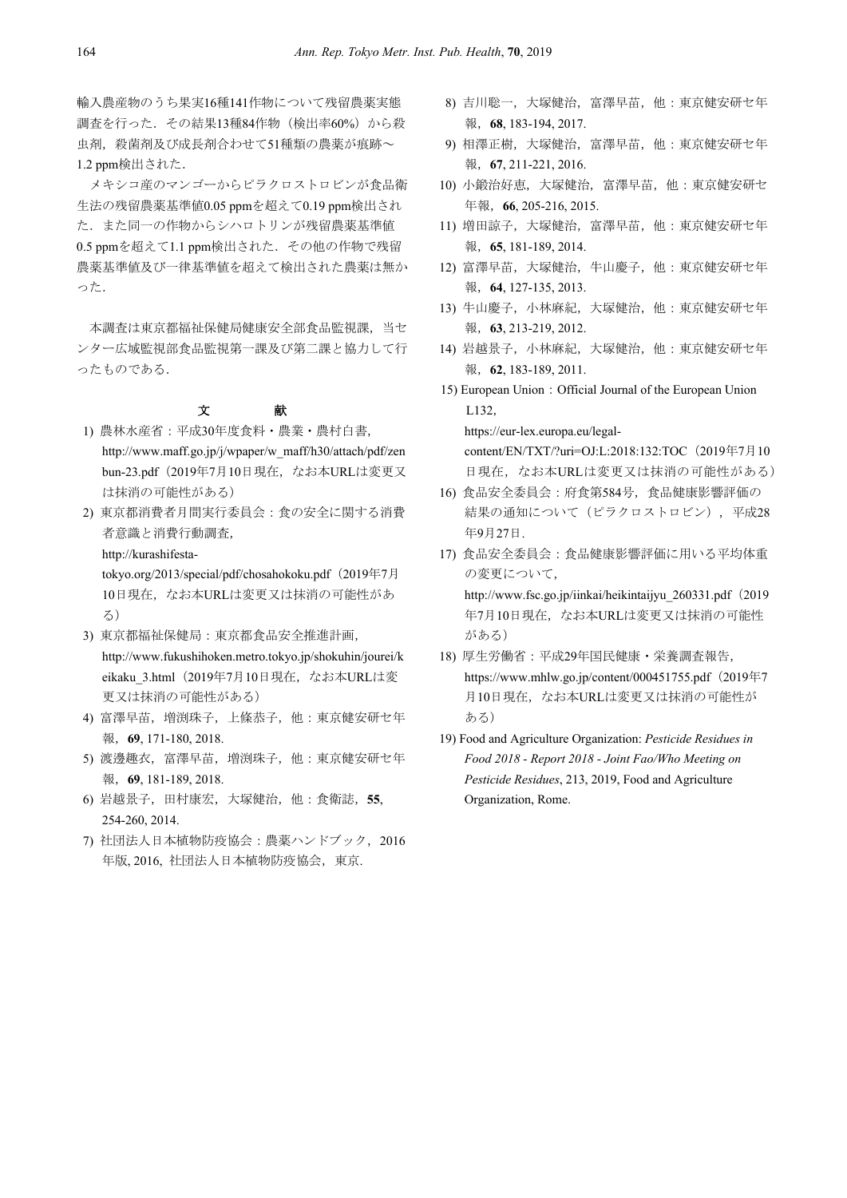輸入農産物のうち果実16種141作物について残留農薬実態調査を行った．その結果13種84作物（検出率60%）から殺虫剤，殺菌剤及び成長剤合わせて51種類の農薬が痕跡～1.2 ppm検出された．

メキシコ産のマンゴーからピラクロストロビンが食品衛生法の残留農薬基準値0.05 ppmを超えて0.19 ppm検出された．また同一の作物からシハロトリンが残留農薬基準値0.5 ppmを超えて1.1 ppm検出された．その他の作物で残留農薬基準値及び一律基準値を超えて検出された農薬は無かった．

本調査は東京都福祉保健局健康安全部食品監視課，当センター広域監視部食品監視第一課及び第二課と協力して行ったものである．

## 文　献

1) 農林水産省：平成30年度食料・農業・農村白書，http://www.maff.go.jp/j/wpaper/w_maff/h30/attach/pdf/zenbun-23.pdf（2019年7月10日現在，なお本URLは変更又は抹消の可能性がある）
2) 東京都消費者月間実行委員会：食の安全に関する消費者意識と消費行動調査，http://kurashifesta-tokyo.org/2013/special/pdf/chosahokoku.pdf（2019年7月10日現在，なお本URLは変更又は抹消の可能性がある）
3) 東京都福祉保健局：東京都食品安全推進計画，http://www.fukushihoken.metro.tokyo.jp/shokuhin/jourei/keikaku_3.html（2019年7月10日現在，なお本URLは変更又は抹消の可能性がある）
4) 富澤早苗，増渕珠子，上條恭子，他：東京健安研セ年報，**69**, 171-180, 2018.
5) 渡邊趣衣，富澤早苗，増渕珠子，他：東京健安研セ年報，**69**, 181-189, 2018.
6) 岩越景子，田村康宏，大塚健治，他：食衛誌，**55**, 254-260, 2014.
7) 社団法人日本植物防疫協会：農薬ハンドブック，2016年版, 2016, 社団法人日本植物防疫協会，東京.
8) 吉川聡一，大塚健治，富澤早苗，他：東京健安研セ年報，**68**, 183-194, 2017.
9) 相澤正樹，大塚健治，富澤早苗，他：東京健安研セ年報，**67**, 211-221, 2016.
10) 小鍛治好恵，大塚健治，富澤早苗，他：東京健安研セ年報，**66**, 205-216, 2015.
11) 増田諒子，大塚健治，富澤早苗，他：東京健安研セ年報，**65**, 181-189, 2014.
12) 富澤早苗，大塚健治，牛山慶子，他：東京健安研セ年報，**64**, 127-135, 2013.
13) 牛山慶子，小林麻紀，大塚健治，他：東京健安研セ年報，**63**, 213-219, 2012.
14) 岩越景子，小林麻紀，大塚健治，他：東京健安研セ年報，**62**, 183-189, 2011.
15) European Union：Official Journal of the European Union L132, https://eur-lex.europa.eu/legal-content/EN/TXT/?uri=OJ:L:2018:132:TOC（2019年7月10日現在，なお本URLは変更又は抹消の可能性がある）
16) 食品安全委員会：府食第584号，食品健康影響評価の結果の通知について（ピラクロストロビン），平成28年9月27日.
17) 食品安全委員会：食品健康影響評価に用いる平均体重の変更について，http://www.fsc.go.jp/iinkai/heikintaijyu_260331.pdf（2019年7月10日現在，なお本URLは変更又は抹消の可能性がある）
18) 厚生労働省：平成29年国民健康・栄養調査報告，https://www.mhlw.go.jp/content/000451755.pdf（2019年7月10日現在，なお本URLは変更又は抹消の可能性がある）
19) Food and Agriculture Organization: *Pesticide Residues in Food 2018 - Report 2018 - Joint Fao/Who Meeting on Pesticide Residues*, 213, 2019, Food and Agriculture Organization, Rome.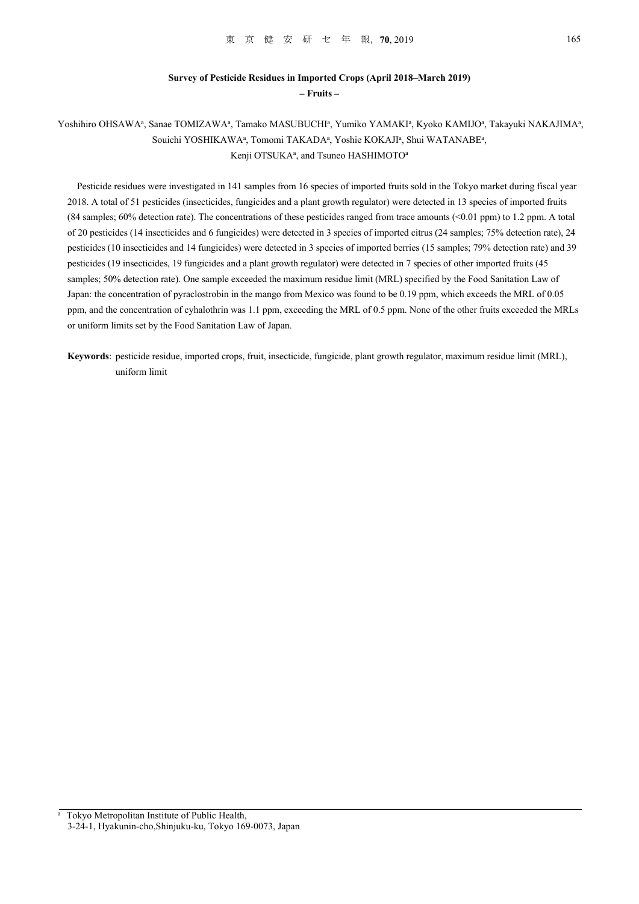## Survey of Pesticide Residues in Imported Crops (April 2018–March 2019)
### – Fruits –

Yoshihiro OHSAWA[a], Sanae TOMIZAWA[a], Tamako MASUBUCHI[a], Yumiko YAMAKI[a], Kyoko KAMIJO[a], Takayuki NAKAJIMA[a], Souichi YOSHIKAWA[a], Tomomi TAKADA[a], Yoshie KOKAJI[a], Shui WATANABE[a], Kenji OTSUKA[a], and Tsuneo HASHIMOTO[a]

Pesticide residues were investigated in 141 samples from 16 species of imported fruits sold in the Tokyo market during fiscal year 2018. A total of 51 pesticides (insecticides, fungicides and a plant growth regulator) were detected in 13 species of imported fruits (84 samples; 60% detection rate). The concentrations of these pesticides ranged from trace amounts (<0.01 ppm) to 1.2 ppm. A total of 20 pesticides (14 insecticides and 6 fungicides) were detected in 3 species of imported citrus (24 samples; 75% detection rate), 24 pesticides (10 insecticides and 14 fungicides) were detected in 3 species of imported berries (15 samples; 79% detection rate) and 39 pesticides (19 insecticides, 19 fungicides and a plant growth regulator) were detected in 7 species of other imported fruits (45 samples; 50% detection rate). One sample exceeded the maximum residue limit (MRL) specified by the Food Sanitation Law of Japan: the concentration of pyraclostrobin in the mango from Mexico was found to be 0.19 ppm, which exceeds the MRL of 0.05 ppm, and the concentration of cyhalothrin was 1.1 ppm, exceeding the MRL of 0.5 ppm. None of the other fruits exceeded the MRLs or uniform limits set by the Food Sanitation Law of Japan.

**Keywords**: pesticide residue, imported crops, fruit, insecticide, fungicide, plant growth regulator, maximum residue limit (MRL), uniform limit

[a] Tokyo Metropolitan Institute of Public Health, 3-24-1, Hyakunin-cho,Shinjuku-ku, Tokyo 169-0073, Japan